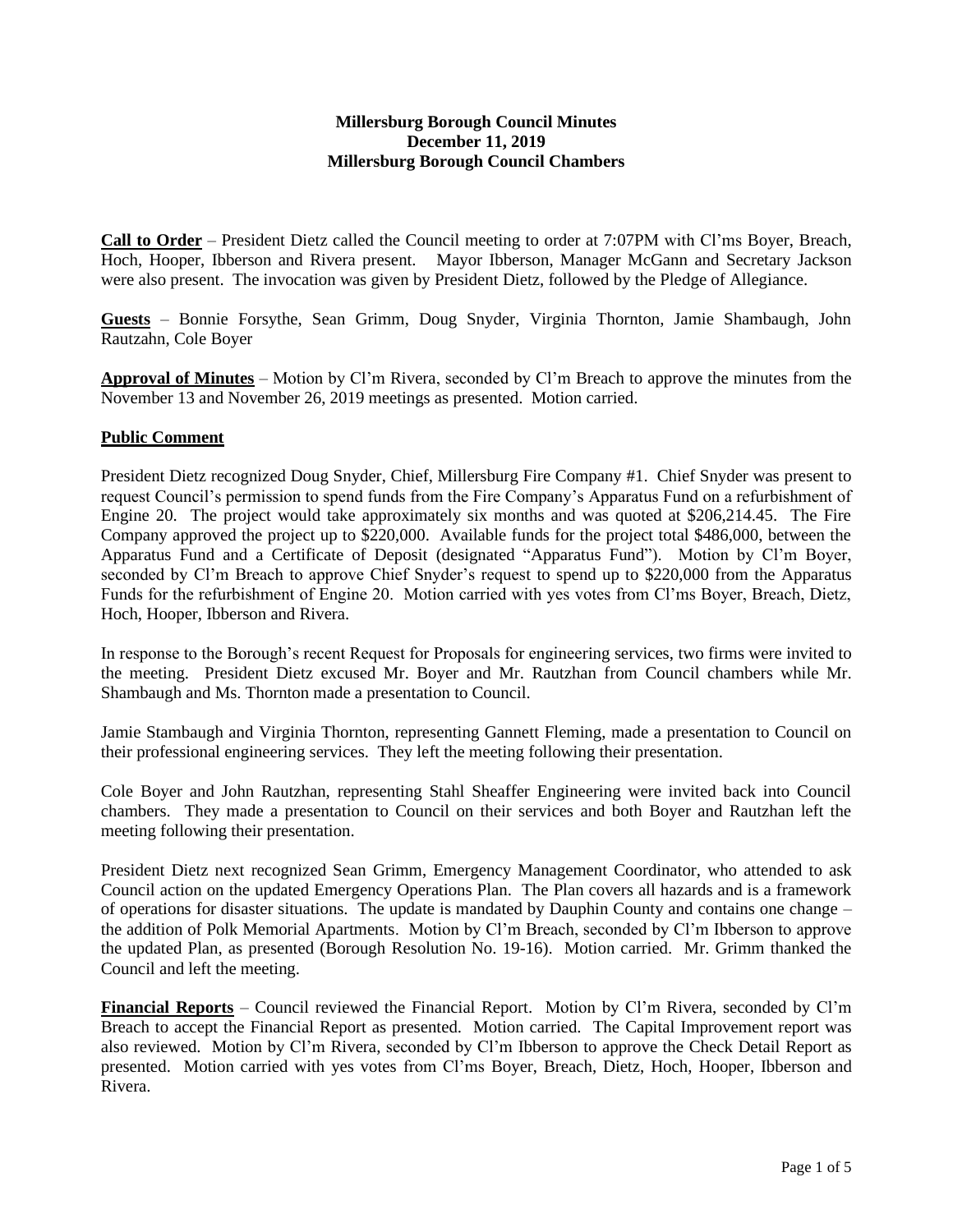**Millersburg Borough Council Minutes**
**December 11, 2019**
**Millersburg Borough Council Chambers**

**Call to Order** – President Dietz called the Council meeting to order at 7:07PM with Cl'ms Boyer, Breach, Hoch, Hooper, Ibberson and Rivera present. Mayor Ibberson, Manager McGann and Secretary Jackson were also present. The invocation was given by President Dietz, followed by the Pledge of Allegiance.

**Guests** – Bonnie Forsythe, Sean Grimm, Doug Snyder, Virginia Thornton, Jamie Shambaugh, John Rautzahn, Cole Boyer

**Approval of Minutes** – Motion by Cl'm Rivera, seconded by Cl'm Breach to approve the minutes from the November 13 and November 26, 2019 meetings as presented. Motion carried.

**Public Comment**

President Dietz recognized Doug Snyder, Chief, Millersburg Fire Company #1. Chief Snyder was present to request Council's permission to spend funds from the Fire Company's Apparatus Fund on a refurbishment of Engine 20. The project would take approximately six months and was quoted at $206,214.45. The Fire Company approved the project up to $220,000. Available funds for the project total $486,000, between the Apparatus Fund and a Certificate of Deposit (designated "Apparatus Fund"). Motion by Cl'm Boyer, seconded by Cl'm Breach to approve Chief Snyder's request to spend up to $220,000 from the Apparatus Funds for the refurbishment of Engine 20. Motion carried with yes votes from Cl'ms Boyer, Breach, Dietz, Hoch, Hooper, Ibberson and Rivera.

In response to the Borough's recent Request for Proposals for engineering services, two firms were invited to the meeting. President Dietz excused Mr. Boyer and Mr. Rautzhan from Council chambers while Mr. Shambaugh and Ms. Thornton made a presentation to Council.

Jamie Stambaugh and Virginia Thornton, representing Gannett Fleming, made a presentation to Council on their professional engineering services. They left the meeting following their presentation.

Cole Boyer and John Rautzhan, representing Stahl Sheaffer Engineering were invited back into Council chambers. They made a presentation to Council on their services and both Boyer and Rautzhan left the meeting following their presentation.

President Dietz next recognized Sean Grimm, Emergency Management Coordinator, who attended to ask Council action on the updated Emergency Operations Plan. The Plan covers all hazards and is a framework of operations for disaster situations. The update is mandated by Dauphin County and contains one change – the addition of Polk Memorial Apartments. Motion by Cl'm Breach, seconded by Cl'm Ibberson to approve the updated Plan, as presented (Borough Resolution No. 19-16). Motion carried. Mr. Grimm thanked the Council and left the meeting.

**Financial Reports** – Council reviewed the Financial Report. Motion by Cl'm Rivera, seconded by Cl'm Breach to accept the Financial Report as presented. Motion carried. The Capital Improvement report was also reviewed. Motion by Cl'm Rivera, seconded by Cl'm Ibberson to approve the Check Detail Report as presented. Motion carried with yes votes from Cl'ms Boyer, Breach, Dietz, Hoch, Hooper, Ibberson and Rivera.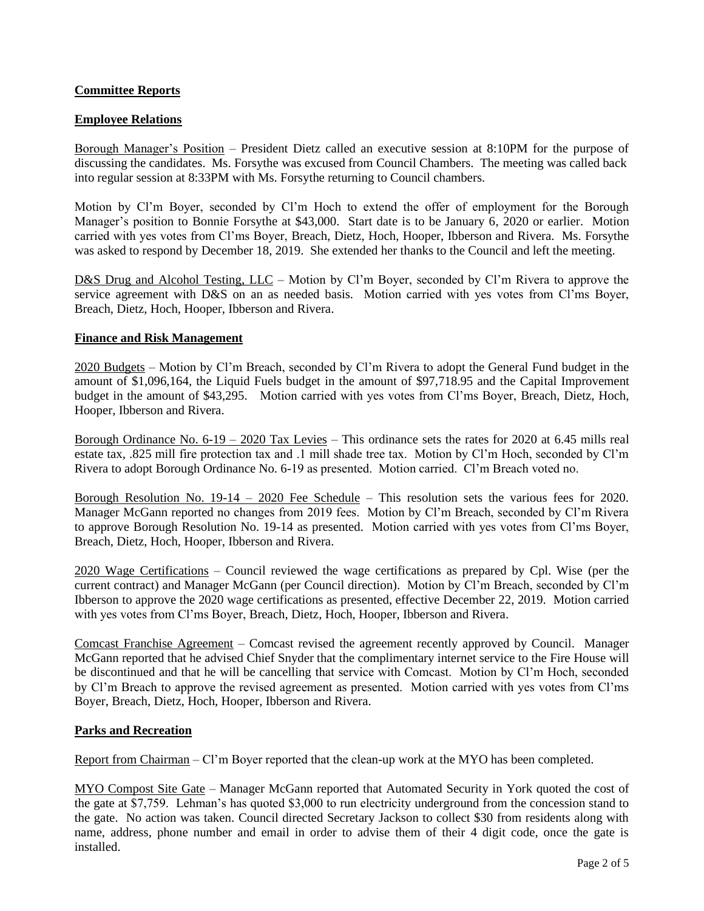**Committee Reports**

**Employee Relations**

Borough Manager's Position – President Dietz called an executive session at 8:10PM for the purpose of discussing the candidates. Ms. Forsythe was excused from Council Chambers. The meeting was called back into regular session at 8:33PM with Ms. Forsythe returning to Council chambers.

Motion by Cl'm Boyer, seconded by Cl'm Hoch to extend the offer of employment for the Borough Manager's position to Bonnie Forsythe at $43,000. Start date is to be January 6, 2020 or earlier. Motion carried with yes votes from Cl'ms Boyer, Breach, Dietz, Hoch, Hooper, Ibberson and Rivera. Ms. Forsythe was asked to respond by December 18, 2019. She extended her thanks to the Council and left the meeting.

D&S Drug and Alcohol Testing, LLC – Motion by Cl'm Boyer, seconded by Cl'm Rivera to approve the service agreement with D&S on an as needed basis. Motion carried with yes votes from Cl'ms Boyer, Breach, Dietz, Hoch, Hooper, Ibberson and Rivera.

**Finance and Risk Management**

2020 Budgets – Motion by Cl'm Breach, seconded by Cl'm Rivera to adopt the General Fund budget in the amount of $1,096,164, the Liquid Fuels budget in the amount of $97,718.95 and the Capital Improvement budget in the amount of $43,295. Motion carried with yes votes from Cl'ms Boyer, Breach, Dietz, Hoch, Hooper, Ibberson and Rivera.

Borough Ordinance No. 6-19 – 2020 Tax Levies – This ordinance sets the rates for 2020 at 6.45 mills real estate tax, .825 mill fire protection tax and .1 mill shade tree tax. Motion by Cl'm Hoch, seconded by Cl'm Rivera to adopt Borough Ordinance No. 6-19 as presented. Motion carried. Cl'm Breach voted no.

Borough Resolution No. 19-14 – 2020 Fee Schedule – This resolution sets the various fees for 2020. Manager McGann reported no changes from 2019 fees. Motion by Cl'm Breach, seconded by Cl'm Rivera to approve Borough Resolution No. 19-14 as presented. Motion carried with yes votes from Cl'ms Boyer, Breach, Dietz, Hoch, Hooper, Ibberson and Rivera.

2020 Wage Certifications – Council reviewed the wage certifications as prepared by Cpl. Wise (per the current contract) and Manager McGann (per Council direction). Motion by Cl'm Breach, seconded by Cl'm Ibberson to approve the 2020 wage certifications as presented, effective December 22, 2019. Motion carried with yes votes from Cl'ms Boyer, Breach, Dietz, Hoch, Hooper, Ibberson and Rivera.

Comcast Franchise Agreement – Comcast revised the agreement recently approved by Council. Manager McGann reported that he advised Chief Snyder that the complimentary internet service to the Fire House will be discontinued and that he will be cancelling that service with Comcast. Motion by Cl'm Hoch, seconded by Cl'm Breach to approve the revised agreement as presented. Motion carried with yes votes from Cl'ms Boyer, Breach, Dietz, Hoch, Hooper, Ibberson and Rivera.

**Parks and Recreation**

Report from Chairman – Cl'm Boyer reported that the clean-up work at the MYO has been completed.

MYO Compost Site Gate – Manager McGann reported that Automated Security in York quoted the cost of the gate at $7,759. Lehman's has quoted $3,000 to run electricity underground from the concession stand to the gate. No action was taken. Council directed Secretary Jackson to collect $30 from residents along with name, address, phone number and email in order to advise them of their 4 digit code, once the gate is installed.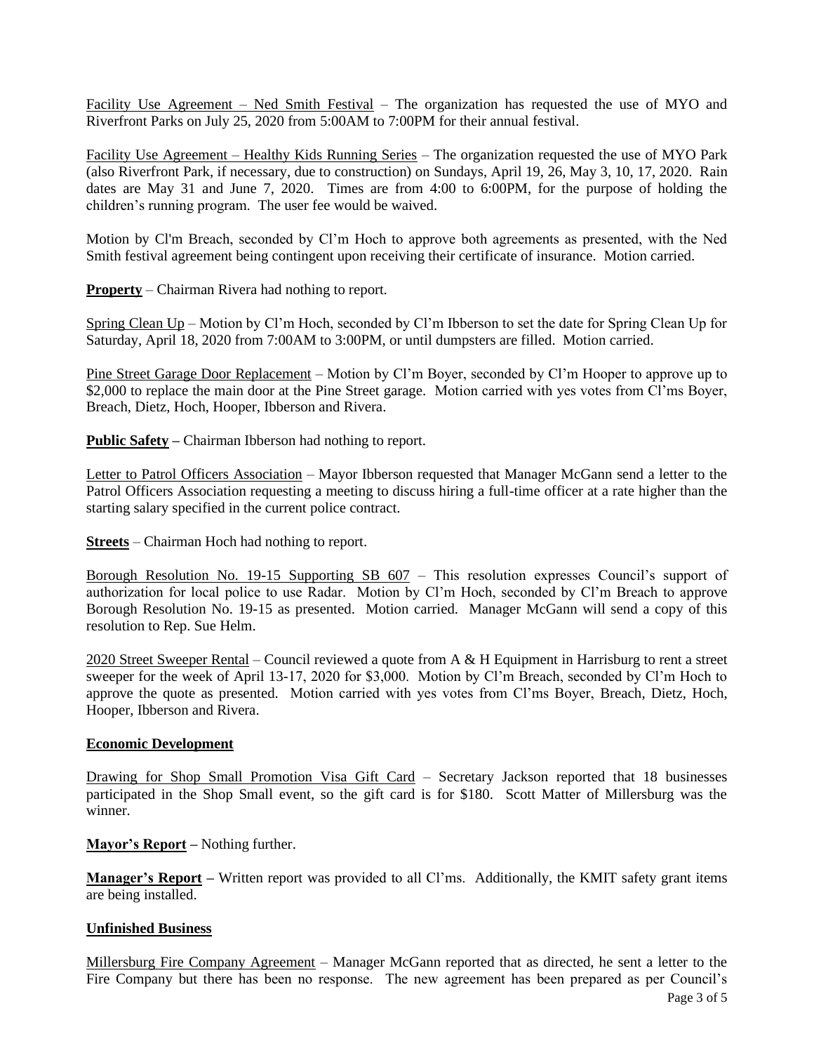Facility Use Agreement – Ned Smith Festival – The organization has requested the use of MYO and Riverfront Parks on July 25, 2020 from 5:00AM to 7:00PM for their annual festival.

Facility Use Agreement – Healthy Kids Running Series – The organization requested the use of MYO Park (also Riverfront Park, if necessary, due to construction) on Sundays, April 19, 26, May 3, 10, 17, 2020. Rain dates are May 31 and June 7, 2020. Times are from 4:00 to 6:00PM, for the purpose of holding the children's running program. The user fee would be waived.

Motion by Cl'm Breach, seconded by Cl'm Hoch to approve both agreements as presented, with the Ned Smith festival agreement being contingent upon receiving their certificate of insurance. Motion carried.

**Property** – Chairman Rivera had nothing to report.

Spring Clean Up – Motion by Cl'm Hoch, seconded by Cl'm Ibberson to set the date for Spring Clean Up for Saturday, April 18, 2020 from 7:00AM to 3:00PM, or until dumpsters are filled. Motion carried.

Pine Street Garage Door Replacement – Motion by Cl'm Boyer, seconded by Cl'm Hooper to approve up to $2,000 to replace the main door at the Pine Street garage. Motion carried with yes votes from Cl'ms Boyer, Breach, Dietz, Hoch, Hooper, Ibberson and Rivera.

**Public Safety** – Chairman Ibberson had nothing to report.

Letter to Patrol Officers Association – Mayor Ibberson requested that Manager McGann send a letter to the Patrol Officers Association requesting a meeting to discuss hiring a full-time officer at a rate higher than the starting salary specified in the current police contract.

**Streets** – Chairman Hoch had nothing to report.

Borough Resolution No. 19-15 Supporting SB 607 – This resolution expresses Council's support of authorization for local police to use Radar. Motion by Cl'm Hoch, seconded by Cl'm Breach to approve Borough Resolution No. 19-15 as presented. Motion carried. Manager McGann will send a copy of this resolution to Rep. Sue Helm.

2020 Street Sweeper Rental – Council reviewed a quote from A & H Equipment in Harrisburg to rent a street sweeper for the week of April 13-17, 2020 for $3,000. Motion by Cl'm Breach, seconded by Cl'm Hoch to approve the quote as presented. Motion carried with yes votes from Cl'ms Boyer, Breach, Dietz, Hoch, Hooper, Ibberson and Rivera.

**Economic Development**

Drawing for Shop Small Promotion Visa Gift Card – Secretary Jackson reported that 18 businesses participated in the Shop Small event, so the gift card is for $180. Scott Matter of Millersburg was the winner.

**Mayor's Report** – Nothing further.

**Manager's Report** – Written report was provided to all Cl'ms. Additionally, the KMIT safety grant items are being installed.

**Unfinished Business**

Millersburg Fire Company Agreement – Manager McGann reported that as directed, he sent a letter to the Fire Company but there has been no response. The new agreement has been prepared as per Council's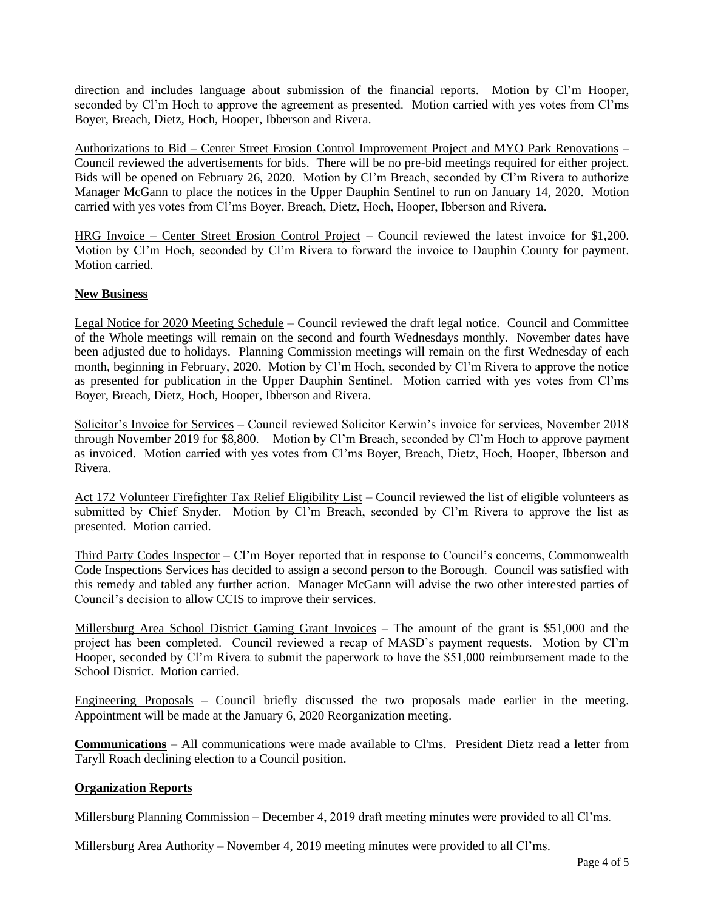direction and includes language about submission of the financial reports. Motion by Cl'm Hooper, seconded by Cl'm Hoch to approve the agreement as presented. Motion carried with yes votes from Cl'ms Boyer, Breach, Dietz, Hoch, Hooper, Ibberson and Rivera.

Authorizations to Bid – Center Street Erosion Control Improvement Project and MYO Park Renovations – Council reviewed the advertisements for bids. There will be no pre-bid meetings required for either project. Bids will be opened on February 26, 2020. Motion by Cl'm Breach, seconded by Cl'm Rivera to authorize Manager McGann to place the notices in the Upper Dauphin Sentinel to run on January 14, 2020. Motion carried with yes votes from Cl'ms Boyer, Breach, Dietz, Hoch, Hooper, Ibberson and Rivera.

HRG Invoice – Center Street Erosion Control Project – Council reviewed the latest invoice for $1,200. Motion by Cl'm Hoch, seconded by Cl'm Rivera to forward the invoice to Dauphin County for payment. Motion carried.

**New Business**

Legal Notice for 2020 Meeting Schedule – Council reviewed the draft legal notice. Council and Committee of the Whole meetings will remain on the second and fourth Wednesdays monthly. November dates have been adjusted due to holidays. Planning Commission meetings will remain on the first Wednesday of each month, beginning in February, 2020. Motion by Cl'm Hoch, seconded by Cl'm Rivera to approve the notice as presented for publication in the Upper Dauphin Sentinel. Motion carried with yes votes from Cl'ms Boyer, Breach, Dietz, Hoch, Hooper, Ibberson and Rivera.

Solicitor's Invoice for Services – Council reviewed Solicitor Kerwin's invoice for services, November 2018 through November 2019 for $8,800. Motion by Cl'm Breach, seconded by Cl'm Hoch to approve payment as invoiced. Motion carried with yes votes from Cl'ms Boyer, Breach, Dietz, Hoch, Hooper, Ibberson and Rivera.

Act 172 Volunteer Firefighter Tax Relief Eligibility List – Council reviewed the list of eligible volunteers as submitted by Chief Snyder. Motion by Cl'm Breach, seconded by Cl'm Rivera to approve the list as presented. Motion carried.

Third Party Codes Inspector – Cl'm Boyer reported that in response to Council's concerns, Commonwealth Code Inspections Services has decided to assign a second person to the Borough. Council was satisfied with this remedy and tabled any further action. Manager McGann will advise the two other interested parties of Council's decision to allow CCIS to improve their services.

Millersburg Area School District Gaming Grant Invoices – The amount of the grant is $51,000 and the project has been completed. Council reviewed a recap of MASD's payment requests. Motion by Cl'm Hooper, seconded by Cl'm Rivera to submit the paperwork to have the $51,000 reimbursement made to the School District. Motion carried.

Engineering Proposals – Council briefly discussed the two proposals made earlier in the meeting. Appointment will be made at the January 6, 2020 Reorganization meeting.

**Communications** – All communications were made available to Cl'ms. President Dietz read a letter from Taryll Roach declining election to a Council position.

**Organization Reports**

Millersburg Planning Commission – December 4, 2019 draft meeting minutes were provided to all Cl'ms.

Millersburg Area Authority – November 4, 2019 meeting minutes were provided to all Cl'ms.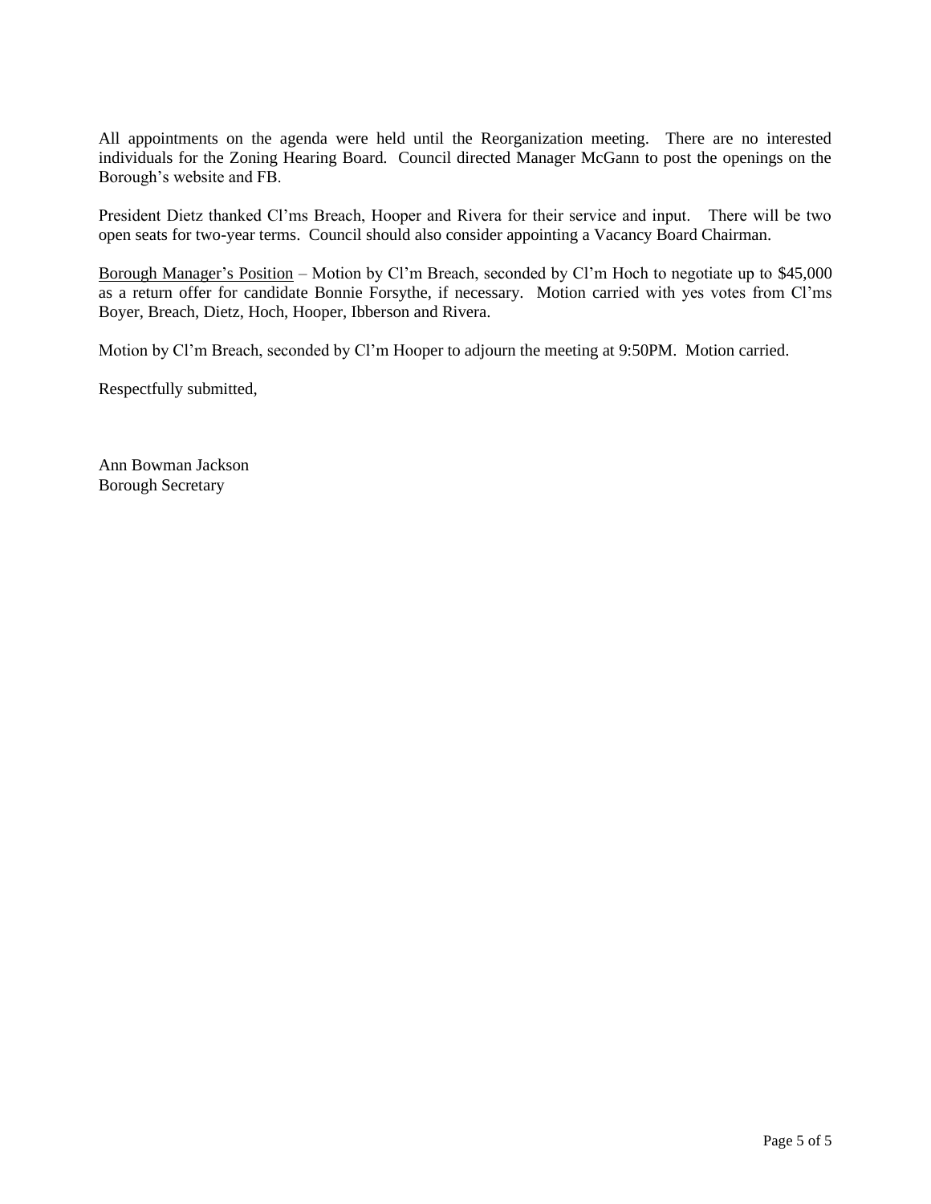All appointments on the agenda were held until the Reorganization meeting. There are no interested individuals for the Zoning Hearing Board. Council directed Manager McGann to post the openings on the Borough's website and FB.

President Dietz thanked Cl'ms Breach, Hooper and Rivera for their service and input. There will be two open seats for two-year terms. Council should also consider appointing a Vacancy Board Chairman.

<u>Borough Manager's Position</u> – Motion by Cl'm Breach, seconded by Cl'm Hoch to negotiate up to $45,000 as a return offer for candidate Bonnie Forsythe, if necessary. Motion carried with yes votes from Cl'ms Boyer, Breach, Dietz, Hoch, Hooper, Ibberson and Rivera.

Motion by Cl'm Breach, seconded by Cl'm Hooper to adjourn the meeting at 9:50PM. Motion carried.

Respectfully submitted,

Ann Bowman Jackson
Borough Secretary